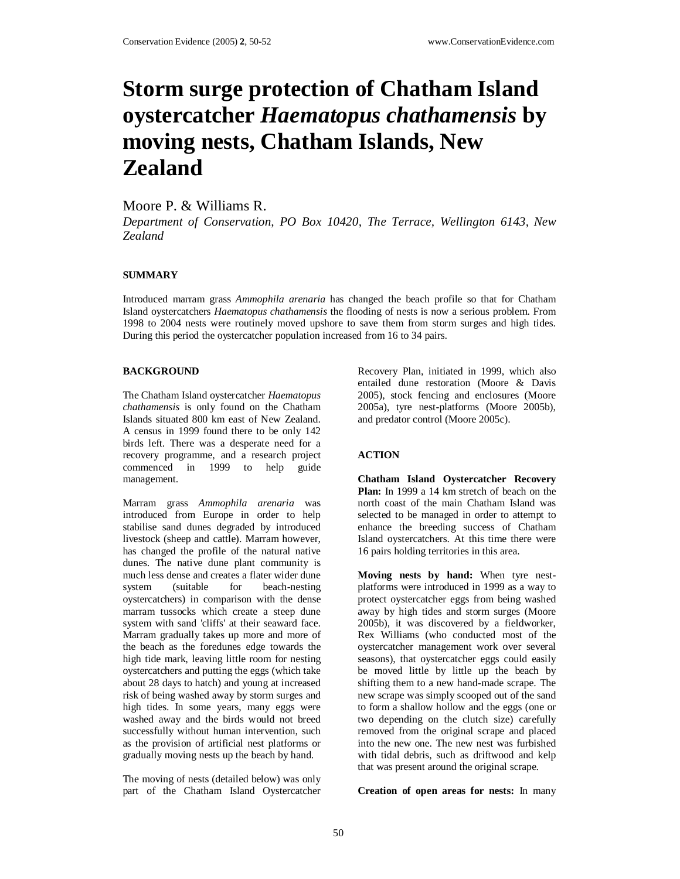# Storm surge protection of Chatham Island oystercatcher *Haematopus chathamensis* by moving nests, Chatham Islands, New Zealand

Moore P. & Williams R.

*Department of Conservation, PO Box 10420, The Terrace, Wellington 6143, New Zealand*

## SUMMARY

Introduced marram grass *Ammophila arenaria* has changed the beach profile so that for Chatham Island oystercatchers *Haematopus chathamensis* the flooding of nests is now a serious problem. From 1998 to 2004 nests were routinely moved upshore to save them from storm surges and high tides. During this period the oystercatcher population increased from 16 to 34 pairs.

## BACKGROUND

The Chatham Island oystercatcher *Haematopus chathamensis* is only found on the Chatham Islands situated 800 km east of New Zealand. A census in 1999 found there to be only 142 birds left. There was a desperate need for a recovery programme, and a research project commenced in 1999 to help guide management.

Marram grass *Ammophila arenaria* was introduced from Europe in order to help stabilise sand dunes degraded by introduced livestock (sheep and cattle). Marram however, has changed the profile of the natural native dunes. The native dune plant community is much less dense and creates a flater wider dune system (suitable for beach-nesting oystercatchers) in comparison with the dense marram tussocks which create a steep dune system with sand 'cliffs' at their seaward face. Marram gradually takes up more and more of the beach as the foredunes edge towards the high tide mark, leaving little room for nesting oystercatchers and putting the eggs (which take about 28 days to hatch) and young at increased risk of being washed away by storm surges and high tides. In some years, many eggs were washed away and the birds would not breed successfully without human intervention, such as the provision of artificial nest platforms or gradually moving nests up the beach by hand.

The moving of nests (detailed below) was only part of the Chatham Island Oystercatcher Recovery Plan, initiated in 1999, which also entailed dune restoration (Moore & Davis 2005), stock fencing and enclosures (Moore 2005a), tyre nest-platforms (Moore 2005b), and predator control (Moore 2005c).

## ACTION

**Chatham Island Oystercatcher Recovery Plan:** In 1999 a 14 km stretch of beach on the north coast of the main Chatham Island was selected to be managed in order to attempt to enhance the breeding success of Chatham Island oystercatchers. At this time there were 16 pairs holding territories in this area.

**Moving nests by hand:** When tyre nest-platforms were introduced in 1999 as a way to protect oystercatcher eggs from being washed away by high tides and storm surges (Moore 2005b), it was discovered by a fieldworker, Rex Williams (who conducted most of the oystercatcher management work over several seasons), that oystercatcher eggs could easily be moved little by little up the beach by shifting them to a new hand-made scrape. The new scrape was simply scooped out of the sand to form a shallow hollow and the eggs (one or two depending on the clutch size) carefully removed from the original scrape and placed into the new one. The new nest was furbished with tidal debris, such as driftwood and kelp that was present around the original scrape.

**Creation of open areas for nests:** In many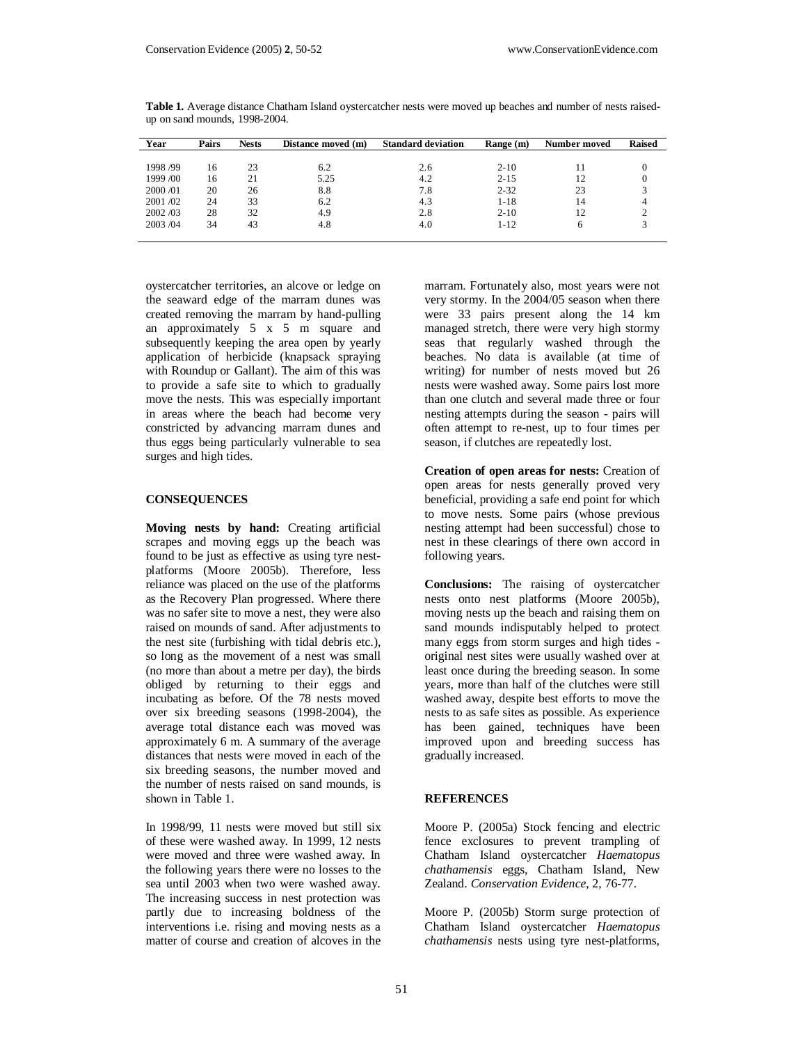**Table 1.** Average distance Chatham Island oystercatcher nests were moved up beaches and number of nests raised-up on sand mounds, 1998-2004.

| Year | Pairs | Nests | Distance moved (m) | Standard deviation | Range (m) | Number moved | Raised |
|---|---|---|---|---|---|---|---|
| 1998 /99 | 16 | 23 | 6.2 | 2.6 | 2-10 | 11 | 0 |
| 1999 /00 | 16 | 21 | 5.25 | 4.2 | 2-15 | 12 | 0 |
| 2000 /01 | 20 | 26 | 8.8 | 7.8 | 2-32 | 23 | 3 |
| 2001 /02 | 24 | 33 | 6.2 | 4.3 | 1-18 | 14 | 4 |
| 2002 /03 | 28 | 32 | 4.9 | 2.8 | 2-10 | 12 | 2 |
| 2003 /04 | 34 | 43 | 4.8 | 4.0 | 1-12 | 6 | 3 |

oystercatcher territories, an alcove or ledge on the seaward edge of the marram dunes was created removing the marram by hand-pulling an approximately 5 x 5 m square and subsequently keeping the area open by yearly application of herbicide (knapsack spraying with Roundup or Gallant). The aim of this was to provide a safe site to which to gradually move the nests. This was especially important in areas where the beach had become very constricted by advancing marram dunes and thus eggs being particularly vulnerable to sea surges and high tides.

## CONSEQUENCES

**Moving nests by hand:** Creating artificial scrapes and moving eggs up the beach was found to be just as effective as using tyre nest-platforms (Moore 2005b). Therefore, less reliance was placed on the use of the platforms as the Recovery Plan progressed. Where there was no safer site to move a nest, they were also raised on mounds of sand. After adjustments to the nest site (furbishing with tidal debris etc.), so long as the movement of a nest was small (no more than about a metre per day), the birds obliged by returning to their eggs and incubating as before. Of the 78 nests moved over six breeding seasons (1998-2004), the average total distance each was moved was approximately 6 m. A summary of the average distances that nests were moved in each of the six breeding seasons, the number moved and the number of nests raised on sand mounds, is shown in Table 1.

In 1998/99, 11 nests were moved but still six of these were washed away. In 1999, 12 nests were moved and three were washed away. In the following years there were no losses to the sea until 2003 when two were washed away. The increasing success in nest protection was partly due to increasing boldness of the interventions i.e. rising and moving nests as a matter of course and creation of alcoves in the marram. Fortunately also, most years were not very stormy. In the 2004/05 season when there were 33 pairs present along the 14 km managed stretch, there were very high stormy seas that regularly washed through the beaches. No data is available (at time of writing) for number of nests moved but 26 nests were washed away. Some pairs lost more than one clutch and several made three or four nesting attempts during the season - pairs will often attempt to re-nest, up to four times per season, if clutches are repeatedly lost.

**Creation of open areas for nests:** Creation of open areas for nests generally proved very beneficial, providing a safe end point for which to move nests. Some pairs (whose previous nesting attempt had been successful) chose to nest in these clearings of there own accord in following years.

**Conclusions:** The raising of oystercatcher nests onto nest platforms (Moore 2005b), moving nests up the beach and raising them on sand mounds indisputably helped to protect many eggs from storm surges and high tides - original nest sites were usually washed over at least once during the breeding season. In some years, more than half of the clutches were still washed away, despite best efforts to move the nests to as safe sites as possible. As experience has been gained, techniques have been improved upon and breeding success has gradually increased.

## REFERENCES

Moore P. (2005a) Stock fencing and electric fence exclosures to prevent trampling of Chatham Island oystercatcher *Haematopus chathamensis* eggs, Chatham Island, New Zealand. *Conservation Evidence*, 2, 76-77.

Moore P. (2005b) Storm surge protection of Chatham Island oystercatcher *Haematopus chathamensis* nests using tyre nest-platforms,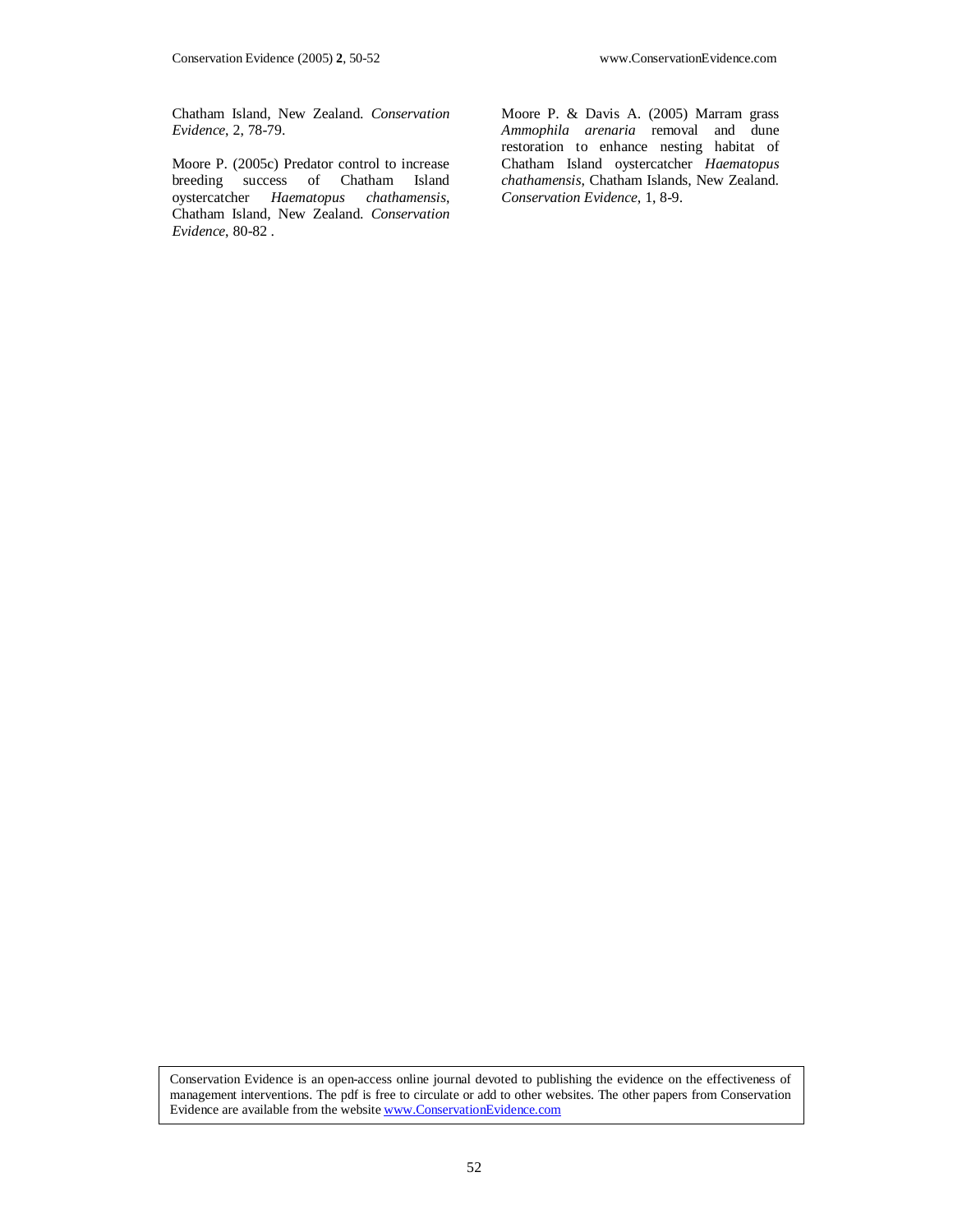Chatham Island, New Zealand. *Conservation Evidence*, 2, 78-79.

Moore P. (2005c) Predator control to increase breeding success of Chatham Island oystercatcher *Haematopus chathamensis*, Chatham Island, New Zealand. *Conservation Evidence*, 80-82 .

Moore P. & Davis A. (2005) Marram grass *Ammophila arenaria* removal and dune restoration to enhance nesting habitat of Chatham Island oystercatcher *Haematopus chathamensis*, Chatham Islands, New Zealand. *Conservation Evidence*, 1, 8-9.

Conservation Evidence is an open-access online journal devoted to publishing the evidence on the effectiveness of management interventions. The pdf is free to circulate or add to other websites. The other papers from Conservation Evidence are available from the website www.ConservationEvidence.com